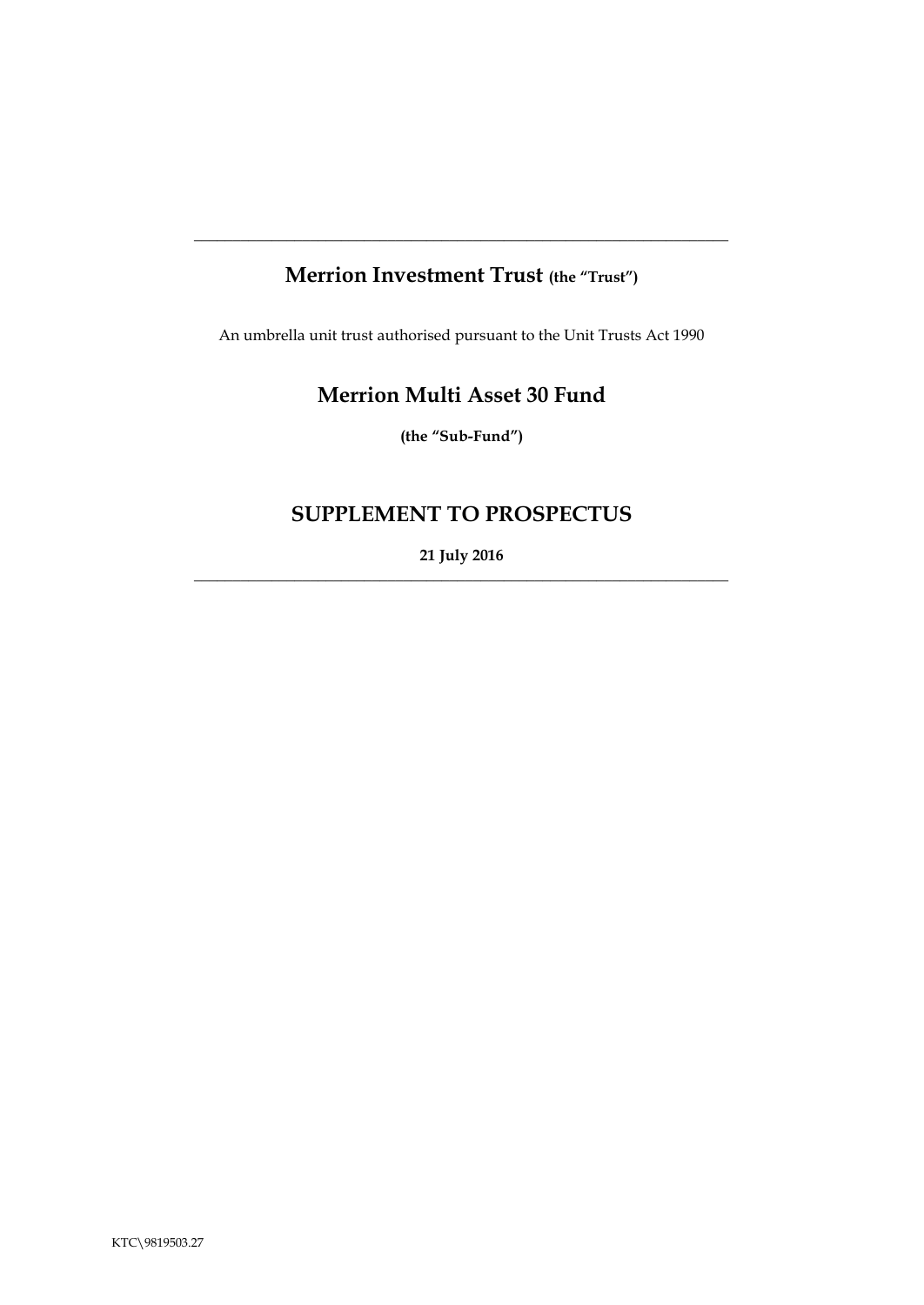---

# Merrion Investment Trust (the "Trust")

An umbrella unit trust authorised pursuant to the Unit Trusts Act 1990

## Merrion Multi Asset 30 Fund

**(the "Sub-Fund")**

## SUPPLEMENT TO PROSPECTUS

**21 July 2016**

---

KTC\9819503.27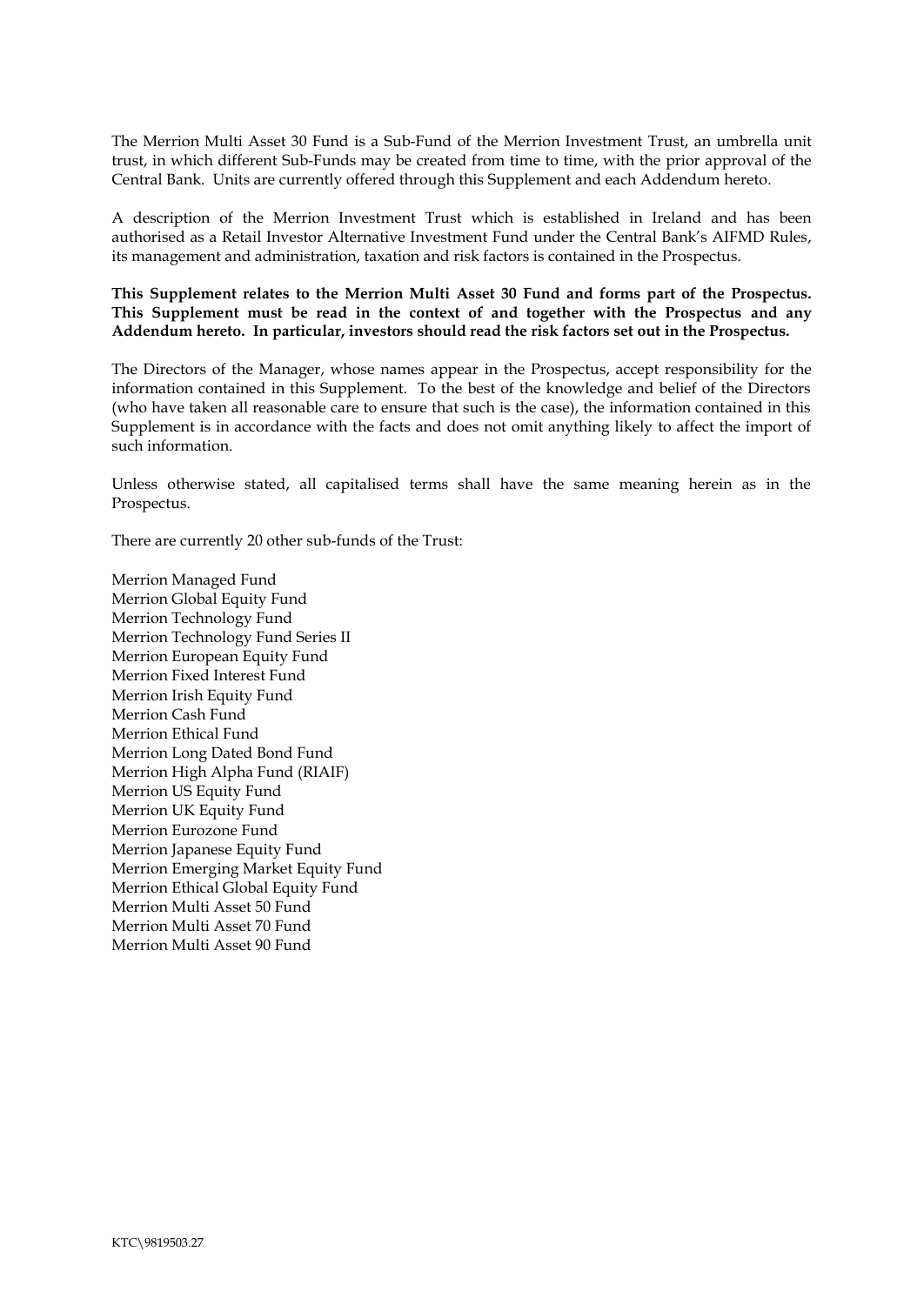The Merrion Multi Asset 30 Fund is a Sub-Fund of the Merrion Investment Trust, an umbrella unit trust, in which different Sub-Funds may be created from time to time, with the prior approval of the Central Bank. Units are currently offered through this Supplement and each Addendum hereto.

A description of the Merrion Investment Trust which is established in Ireland and has been authorised as a Retail Investor Alternative Investment Fund under the Central Bank's AIFMD Rules, its management and administration, taxation and risk factors is contained in the Prospectus.

**This Supplement relates to the Merrion Multi Asset 30 Fund and forms part of the Prospectus. This Supplement must be read in the context of and together with the Prospectus and any Addendum hereto. In particular, investors should read the risk factors set out in the Prospectus.**

The Directors of the Manager, whose names appear in the Prospectus, accept responsibility for the information contained in this Supplement. To the best of the knowledge and belief of the Directors (who have taken all reasonable care to ensure that such is the case), the information contained in this Supplement is in accordance with the facts and does not omit anything likely to affect the import of such information.

Unless otherwise stated, all capitalised terms shall have the same meaning herein as in the Prospectus.

There are currently 20 other sub-funds of the Trust:

Merrion Managed Fund
Merrion Global Equity Fund
Merrion Technology Fund
Merrion Technology Fund Series II
Merrion European Equity Fund
Merrion Fixed Interest Fund
Merrion Irish Equity Fund
Merrion Cash Fund
Merrion Ethical Fund
Merrion Long Dated Bond Fund
Merrion High Alpha Fund (RIAIF)
Merrion US Equity Fund
Merrion UK Equity Fund
Merrion Eurozone Fund
Merrion Japanese Equity Fund
Merrion Emerging Market Equity Fund
Merrion Ethical Global Equity Fund
Merrion Multi Asset 50 Fund
Merrion Multi Asset 70 Fund
Merrion Multi Asset 90 Fund

KTC\9819503.27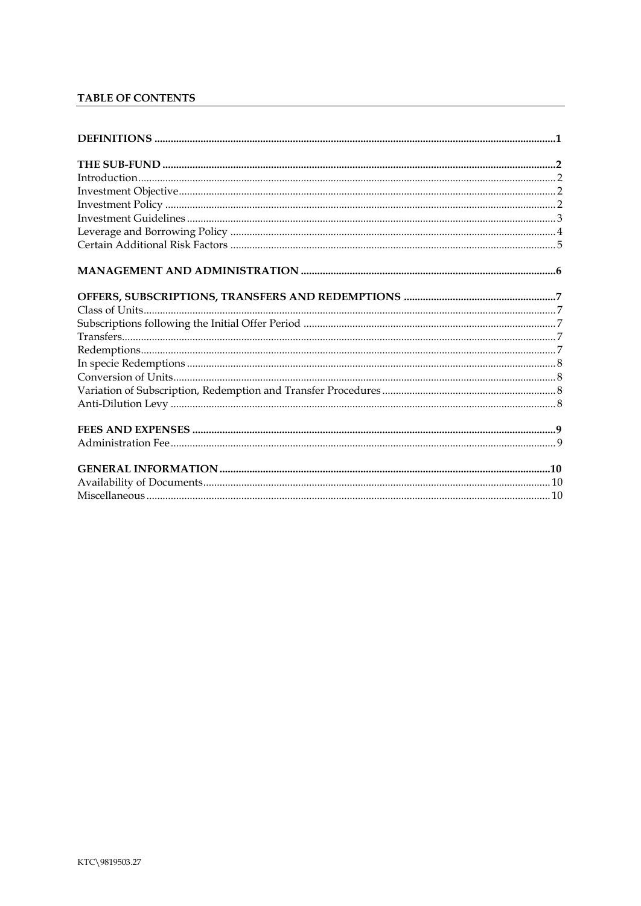## TABLE OF CONTENTS

**DEFINITIONS** ..... **1**

**THE SUB-FUND** ..... **2**
Introduction ..... 2
Investment Objective ..... 2
Investment Policy ..... 2
Investment Guidelines ..... 3
Leverage and Borrowing Policy ..... 4
Certain Additional Risk Factors ..... 5

**MANAGEMENT AND ADMINISTRATION** ..... **6**

**OFFERS, SUBSCRIPTIONS, TRANSFERS AND REDEMPTIONS** ..... **7**
Class of Units ..... 7
Subscriptions following the Initial Offer Period ..... 7
Transfers ..... 7
Redemptions ..... 7
In specie Redemptions ..... 8
Conversion of Units ..... 8
Variation of Subscription, Redemption and Transfer Procedures ..... 8
Anti-Dilution Levy ..... 8

**FEES AND EXPENSES** ..... **9**
Administration Fee ..... 9

**GENERAL INFORMATION** ..... **10**
Availability of Documents ..... 10
Miscellaneous ..... 10

KTC\9819503.27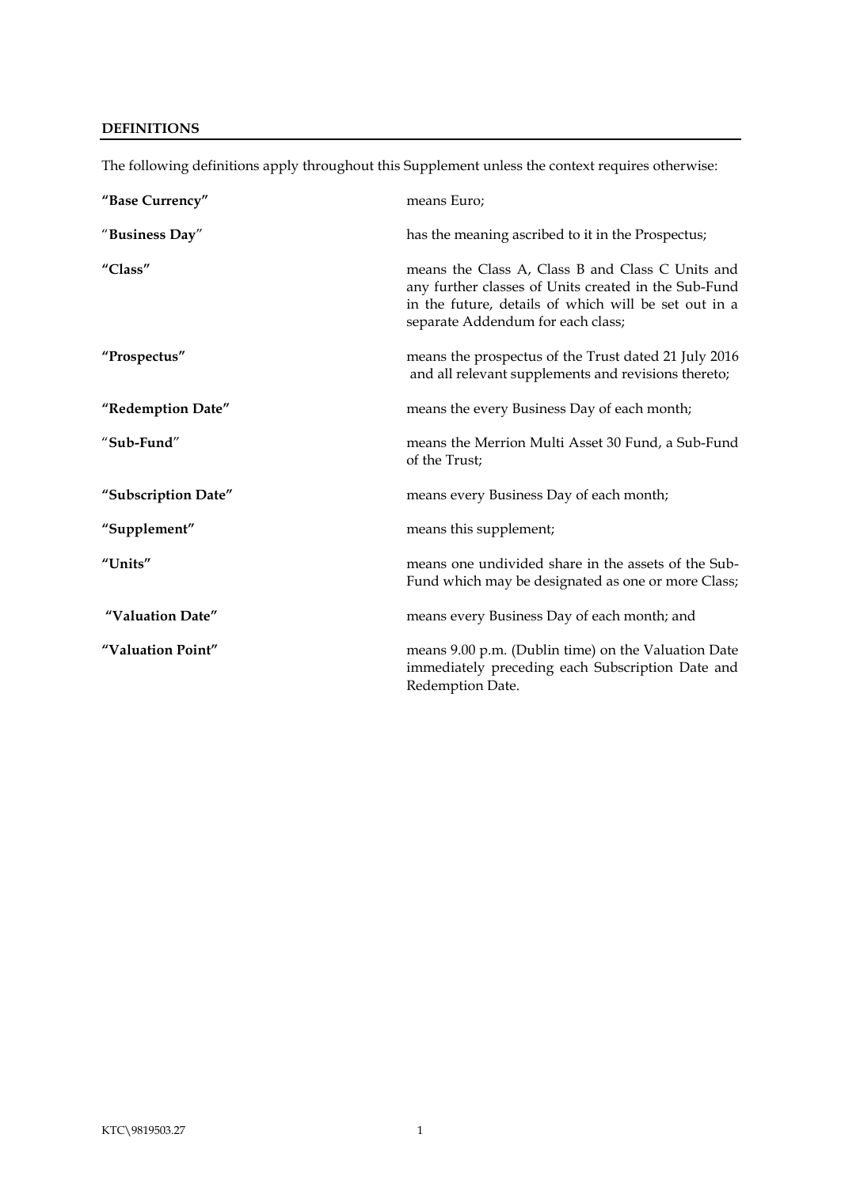## DEFINITIONS

The following definitions apply throughout this Supplement unless the context requires otherwise:

| | |
|---|---|
| **"Base Currency"** | means Euro; |
| **"Business Day"** | has the meaning ascribed to it in the Prospectus; |
| **"Class"** | means the Class A, Class B and Class C Units and any further classes of Units created in the Sub-Fund in the future, details of which will be set out in a separate Addendum for each class; |
| **"Prospectus"** | means the prospectus of the Trust dated 21 July 2016 and all relevant supplements and revisions thereto; |
| **"Redemption Date"** | means the every Business Day of each month; |
| **"Sub-Fund"** | means the Merrion Multi Asset 30 Fund, a Sub-Fund of the Trust; |
| **"Subscription Date"** | means every Business Day of each month; |
| **"Supplement"** | means this supplement; |
| **"Units"** | means one undivided share in the assets of the Sub-Fund which may be designated as one or more Class; |
| **"Valuation Date"** | means every Business Day of each month; and |
| **"Valuation Point"** | means 9.00 p.m. (Dublin time) on the Valuation Date immediately preceding each Subscription Date and Redemption Date. |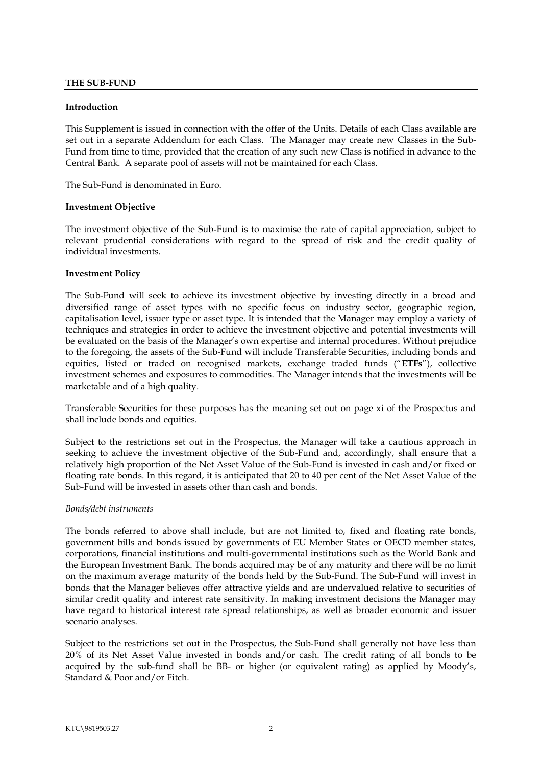## THE SUB-FUND

### Introduction

This Supplement is issued in connection with the offer of the Units. Details of each Class available are set out in a separate Addendum for each Class. The Manager may create new Classes in the Sub-Fund from time to time, provided that the creation of any such new Class is notified in advance to the Central Bank. A separate pool of assets will not be maintained for each Class.

The Sub-Fund is denominated in Euro.

### Investment Objective

The investment objective of the Sub-Fund is to maximise the rate of capital appreciation, subject to relevant prudential considerations with regard to the spread of risk and the credit quality of individual investments.

### Investment Policy

The Sub-Fund will seek to achieve its investment objective by investing directly in a broad and diversified range of asset types with no specific focus on industry sector, geographic region, capitalisation level, issuer type or asset type. It is intended that the Manager may employ a variety of techniques and strategies in order to achieve the investment objective and potential investments will be evaluated on the basis of the Manager's own expertise and internal procedures. Without prejudice to the foregoing, the assets of the Sub-Fund will include Transferable Securities, including bonds and equities, listed or traded on recognised markets, exchange traded funds ("**ETFs**"), collective investment schemes and exposures to commodities. The Manager intends that the investments will be marketable and of a high quality.

Transferable Securities for these purposes has the meaning set out on page xi of the Prospectus and shall include bonds and equities.

Subject to the restrictions set out in the Prospectus, the Manager will take a cautious approach in seeking to achieve the investment objective of the Sub-Fund and, accordingly, shall ensure that a relatively high proportion of the Net Asset Value of the Sub-Fund is invested in cash and/or fixed or floating rate bonds. In this regard, it is anticipated that 20 to 40 per cent of the Net Asset Value of the Sub-Fund will be invested in assets other than cash and bonds.

*Bonds/debt instruments*

The bonds referred to above shall include, but are not limited to, fixed and floating rate bonds, government bills and bonds issued by governments of EU Member States or OECD member states, corporations, financial institutions and multi-governmental institutions such as the World Bank and the European Investment Bank. The bonds acquired may be of any maturity and there will be no limit on the maximum average maturity of the bonds held by the Sub-Fund. The Sub-Fund will invest in bonds that the Manager believes offer attractive yields and are undervalued relative to securities of similar credit quality and interest rate sensitivity. In making investment decisions the Manager may have regard to historical interest rate spread relationships, as well as broader economic and issuer scenario analyses.

Subject to the restrictions set out in the Prospectus, the Sub-Fund shall generally not have less than 20% of its Net Asset Value invested in bonds and/or cash. The credit rating of all bonds to be acquired by the sub-fund shall be BB- or higher (or equivalent rating) as applied by Moody's, Standard & Poor and/or Fitch.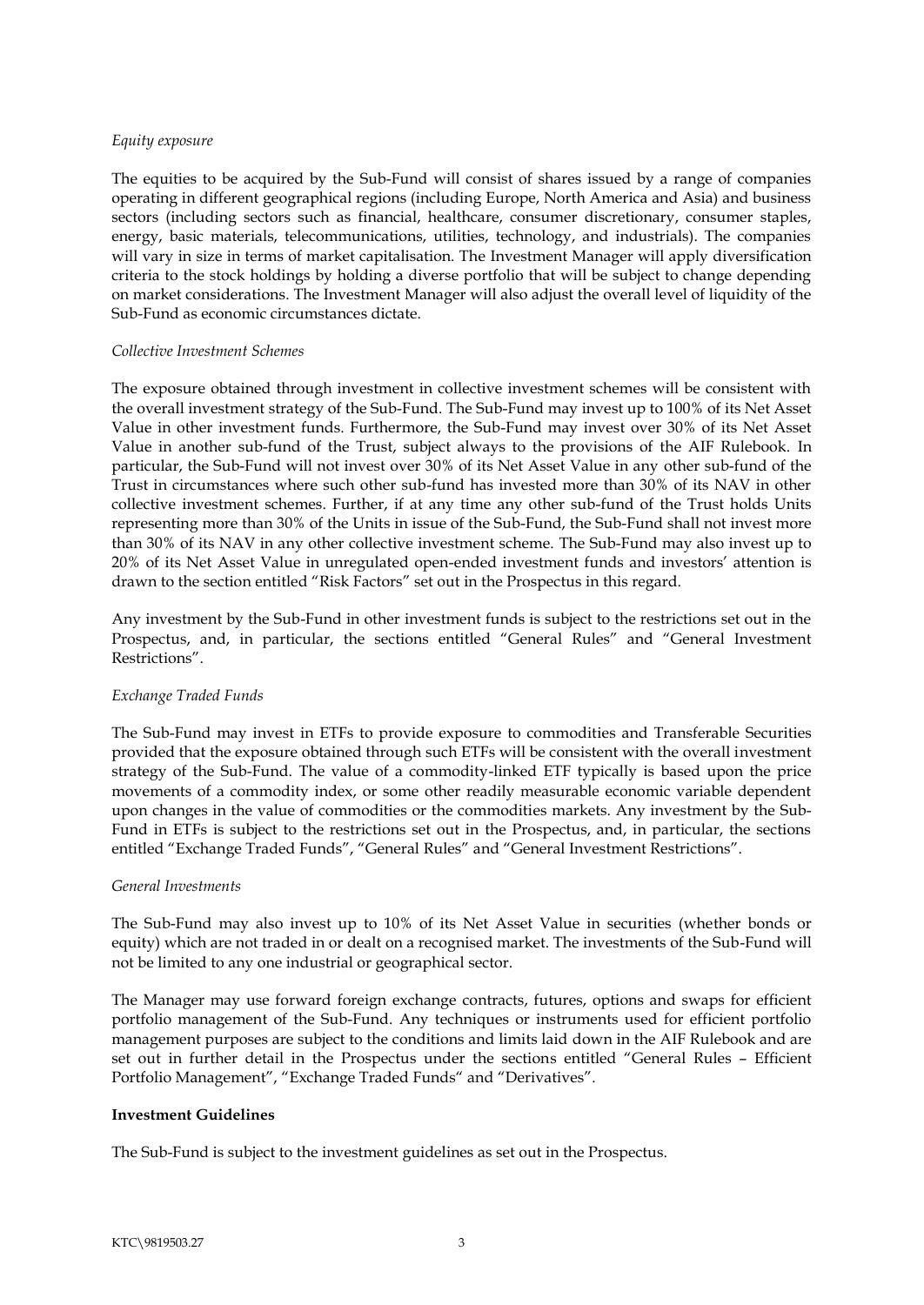*Equity exposure*

The equities to be acquired by the Sub-Fund will consist of shares issued by a range of companies operating in different geographical regions (including Europe, North America and Asia) and business sectors (including sectors such as financial, healthcare, consumer discretionary, consumer staples, energy, basic materials, telecommunications, utilities, technology, and industrials). The companies will vary in size in terms of market capitalisation. The Investment Manager will apply diversification criteria to the stock holdings by holding a diverse portfolio that will be subject to change depending on market considerations. The Investment Manager will also adjust the overall level of liquidity of the Sub-Fund as economic circumstances dictate.

*Collective Investment Schemes*

The exposure obtained through investment in collective investment schemes will be consistent with the overall investment strategy of the Sub-Fund. The Sub-Fund may invest up to 100% of its Net Asset Value in other investment funds. Furthermore, the Sub-Fund may invest over 30% of its Net Asset Value in another sub-fund of the Trust, subject always to the provisions of the AIF Rulebook. In particular, the Sub-Fund will not invest over 30% of its Net Asset Value in any other sub-fund of the Trust in circumstances where such other sub-fund has invested more than 30% of its NAV in other collective investment schemes. Further, if at any time any other sub-fund of the Trust holds Units representing more than 30% of the Units in issue of the Sub-Fund, the Sub-Fund shall not invest more than 30% of its NAV in any other collective investment scheme. The Sub-Fund may also invest up to 20% of its Net Asset Value in unregulated open-ended investment funds and investors' attention is drawn to the section entitled "Risk Factors" set out in the Prospectus in this regard.

Any investment by the Sub-Fund in other investment funds is subject to the restrictions set out in the Prospectus, and, in particular, the sections entitled "General Rules" and "General Investment Restrictions".

*Exchange Traded Funds*

The Sub-Fund may invest in ETFs to provide exposure to commodities and Transferable Securities provided that the exposure obtained through such ETFs will be consistent with the overall investment strategy of the Sub-Fund. The value of a commodity-linked ETF typically is based upon the price movements of a commodity index, or some other readily measurable economic variable dependent upon changes in the value of commodities or the commodities markets. Any investment by the Sub-Fund in ETFs is subject to the restrictions set out in the Prospectus, and, in particular, the sections entitled "Exchange Traded Funds", "General Rules" and "General Investment Restrictions".

*General Investments*

The Sub-Fund may also invest up to 10% of its Net Asset Value in securities (whether bonds or equity) which are not traded in or dealt on a recognised market. The investments of the Sub-Fund will not be limited to any one industrial or geographical sector.

The Manager may use forward foreign exchange contracts, futures, options and swaps for efficient portfolio management of the Sub-Fund. Any techniques or instruments used for efficient portfolio management purposes are subject to the conditions and limits laid down in the AIF Rulebook and are set out in further detail in the Prospectus under the sections entitled "General Rules – Efficient Portfolio Management", "Exchange Traded Funds" and "Derivatives".

**Investment Guidelines**

The Sub-Fund is subject to the investment guidelines as set out in the Prospectus.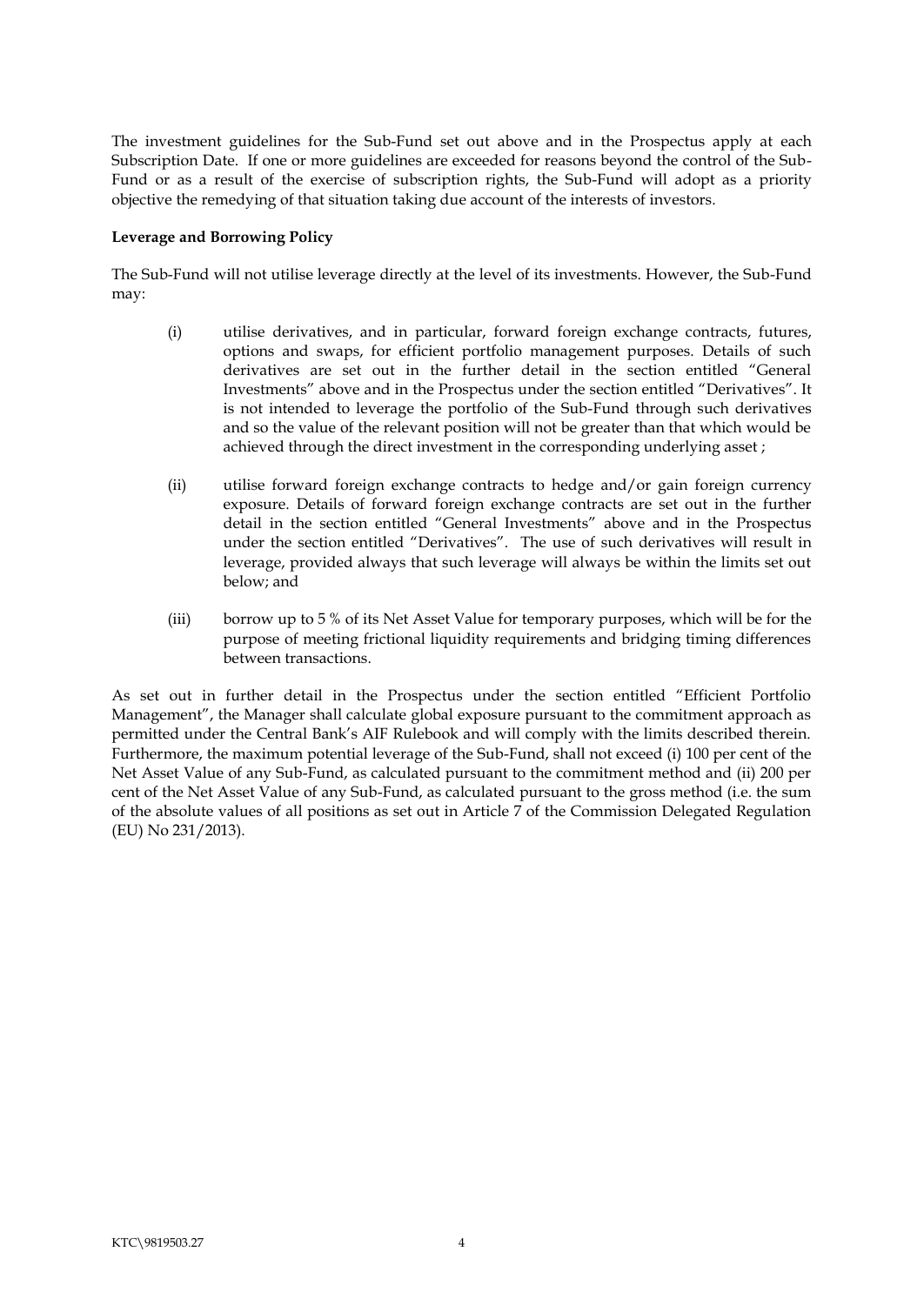The investment guidelines for the Sub-Fund set out above and in the Prospectus apply at each Subscription Date. If one or more guidelines are exceeded for reasons beyond the control of the Sub-Fund or as a result of the exercise of subscription rights, the Sub-Fund will adopt as a priority objective the remedying of that situation taking due account of the interests of investors.

**Leverage and Borrowing Policy**

The Sub-Fund will not utilise leverage directly at the level of its investments. However, the Sub-Fund may:

(i) utilise derivatives, and in particular, forward foreign exchange contracts, futures, options and swaps, for efficient portfolio management purposes. Details of such derivatives are set out in the further detail in the section entitled "General Investments" above and in the Prospectus under the section entitled "Derivatives". It is not intended to leverage the portfolio of the Sub-Fund through such derivatives and so the value of the relevant position will not be greater than that which would be achieved through the direct investment in the corresponding underlying asset ;

(ii) utilise forward foreign exchange contracts to hedge and/or gain foreign currency exposure. Details of forward foreign exchange contracts are set out in the further detail in the section entitled "General Investments" above and in the Prospectus under the section entitled "Derivatives". The use of such derivatives will result in leverage, provided always that such leverage will always be within the limits set out below; and

(iii) borrow up to 5 % of its Net Asset Value for temporary purposes, which will be for the purpose of meeting frictional liquidity requirements and bridging timing differences between transactions.

As set out in further detail in the Prospectus under the section entitled "Efficient Portfolio Management", the Manager shall calculate global exposure pursuant to the commitment approach as permitted under the Central Bank's AIF Rulebook and will comply with the limits described therein. Furthermore, the maximum potential leverage of the Sub-Fund, shall not exceed (i) 100 per cent of the Net Asset Value of any Sub-Fund, as calculated pursuant to the commitment method and (ii) 200 per cent of the Net Asset Value of any Sub-Fund, as calculated pursuant to the gross method (i.e. the sum of the absolute values of all positions as set out in Article 7 of the Commission Delegated Regulation (EU) No 231/2013).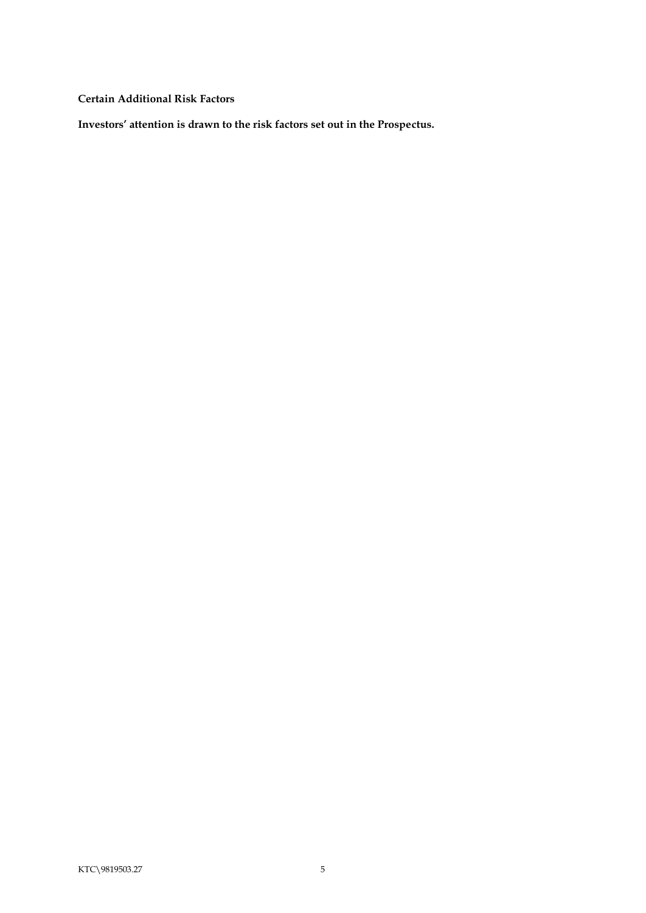**Certain Additional Risk Factors**

**Investors' attention is drawn to the risk factors set out in the Prospectus.**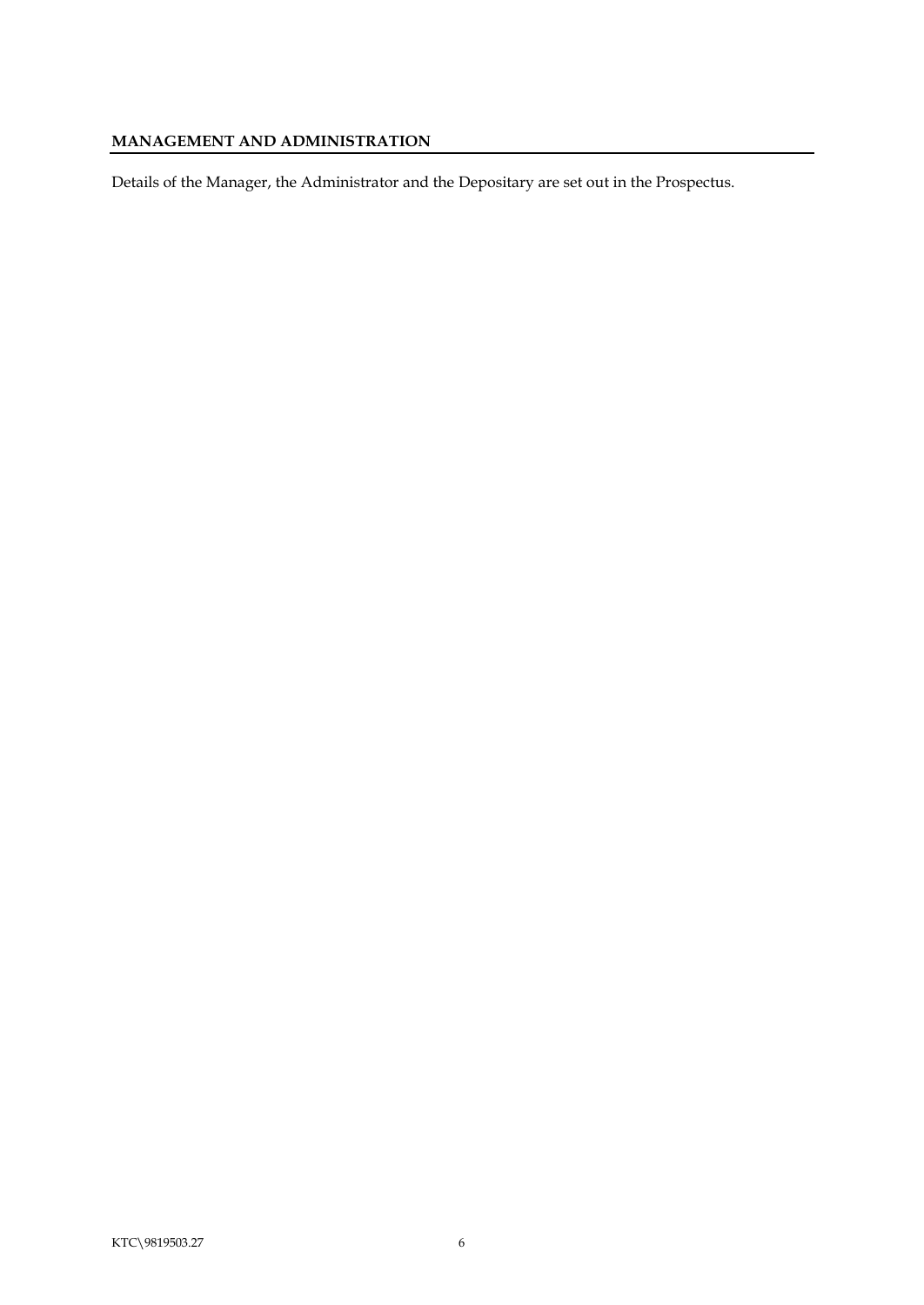## MANAGEMENT AND ADMINISTRATION

Details of the Manager, the Administrator and the Depositary are set out in the Prospectus.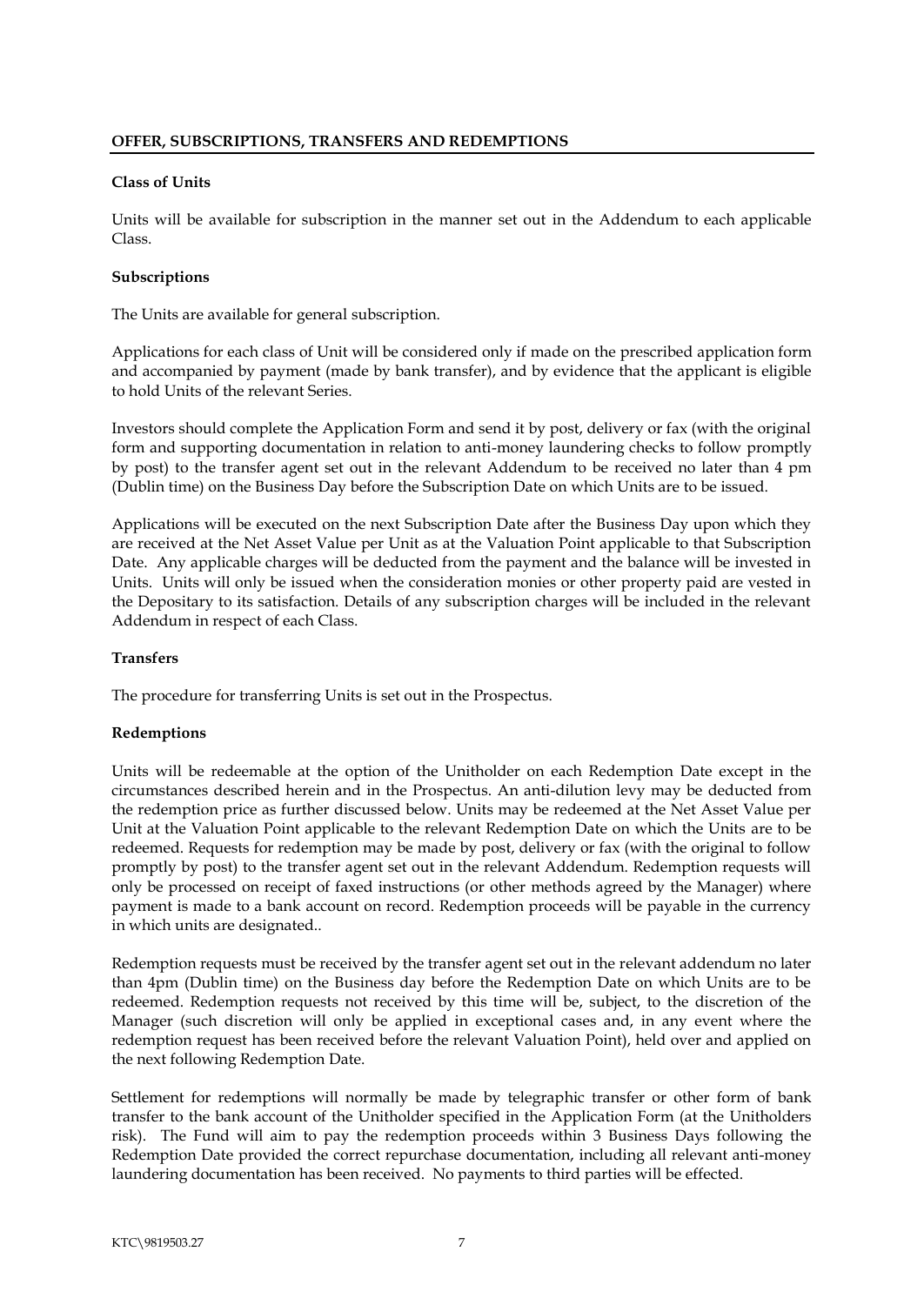## OFFER, SUBSCRIPTIONS, TRANSFERS AND REDEMPTIONS

### Class of Units

Units will be available for subscription in the manner set out in the Addendum to each applicable Class.

### Subscriptions

The Units are available for general subscription.

Applications for each class of Unit will be considered only if made on the prescribed application form and accompanied by payment (made by bank transfer), and by evidence that the applicant is eligible to hold Units of the relevant Series.

Investors should complete the Application Form and send it by post, delivery or fax (with the original form and supporting documentation in relation to anti-money laundering checks to follow promptly by post) to the transfer agent set out in the relevant Addendum to be received no later than 4 pm (Dublin time) on the Business Day before the Subscription Date on which Units are to be issued.

Applications will be executed on the next Subscription Date after the Business Day upon which they are received at the Net Asset Value per Unit as at the Valuation Point applicable to that Subscription Date. Any applicable charges will be deducted from the payment and the balance will be invested in Units. Units will only be issued when the consideration monies or other property paid are vested in the Depositary to its satisfaction. Details of any subscription charges will be included in the relevant Addendum in respect of each Class.

### Transfers

The procedure for transferring Units is set out in the Prospectus.

### Redemptions

Units will be redeemable at the option of the Unitholder on each Redemption Date except in the circumstances described herein and in the Prospectus. An anti-dilution levy may be deducted from the redemption price as further discussed below. Units may be redeemed at the Net Asset Value per Unit at the Valuation Point applicable to the relevant Redemption Date on which the Units are to be redeemed. Requests for redemption may be made by post, delivery or fax (with the original to follow promptly by post) to the transfer agent set out in the relevant Addendum. Redemption requests will only be processed on receipt of faxed instructions (or other methods agreed by the Manager) where payment is made to a bank account on record. Redemption proceeds will be payable in the currency in which units are designated..

Redemption requests must be received by the transfer agent set out in the relevant addendum no later than 4pm (Dublin time) on the Business day before the Redemption Date on which Units are to be redeemed. Redemption requests not received by this time will be, subject, to the discretion of the Manager (such discretion will only be applied in exceptional cases and, in any event where the redemption request has been received before the relevant Valuation Point), held over and applied on the next following Redemption Date.

Settlement for redemptions will normally be made by telegraphic transfer or other form of bank transfer to the bank account of the Unitholder specified in the Application Form (at the Unitholders risk). The Fund will aim to pay the redemption proceeds within 3 Business Days following the Redemption Date provided the correct repurchase documentation, including all relevant anti-money laundering documentation has been received. No payments to third parties will be effected.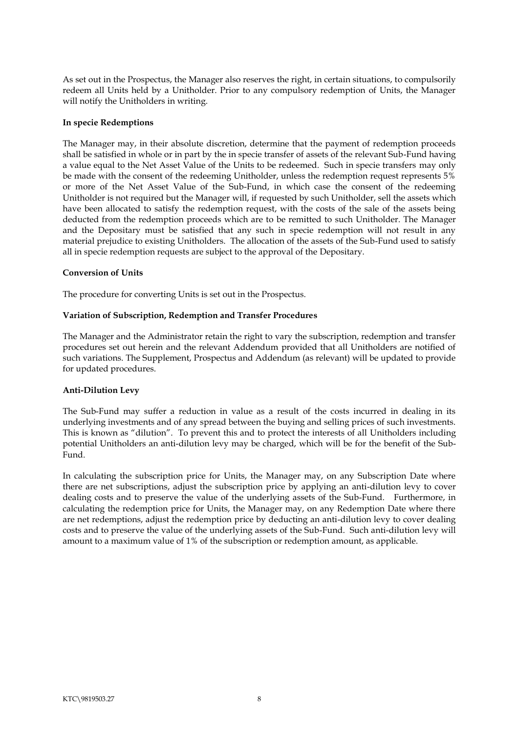As set out in the Prospectus, the Manager also reserves the right, in certain situations, to compulsorily redeem all Units held by a Unitholder. Prior to any compulsory redemption of Units, the Manager will notify the Unitholders in writing.

**In specie Redemptions**

The Manager may, in their absolute discretion, determine that the payment of redemption proceeds shall be satisfied in whole or in part by the in specie transfer of assets of the relevant Sub-Fund having a value equal to the Net Asset Value of the Units to be redeemed. Such in specie transfers may only be made with the consent of the redeeming Unitholder, unless the redemption request represents 5% or more of the Net Asset Value of the Sub-Fund, in which case the consent of the redeeming Unitholder is not required but the Manager will, if requested by such Unitholder, sell the assets which have been allocated to satisfy the redemption request, with the costs of the sale of the assets being deducted from the redemption proceeds which are to be remitted to such Unitholder. The Manager and the Depositary must be satisfied that any such in specie redemption will not result in any material prejudice to existing Unitholders. The allocation of the assets of the Sub-Fund used to satisfy all in specie redemption requests are subject to the approval of the Depositary.

**Conversion of Units**

The procedure for converting Units is set out in the Prospectus.

**Variation of Subscription, Redemption and Transfer Procedures**

The Manager and the Administrator retain the right to vary the subscription, redemption and transfer procedures set out herein and the relevant Addendum provided that all Unitholders are notified of such variations. The Supplement, Prospectus and Addendum (as relevant) will be updated to provide for updated procedures.

**Anti-Dilution Levy**

The Sub-Fund may suffer a reduction in value as a result of the costs incurred in dealing in its underlying investments and of any spread between the buying and selling prices of such investments. This is known as "dilution". To prevent this and to protect the interests of all Unitholders including potential Unitholders an anti-dilution levy may be charged, which will be for the benefit of the Sub-Fund.

In calculating the subscription price for Units, the Manager may, on any Subscription Date where there are net subscriptions, adjust the subscription price by applying an anti-dilution levy to cover dealing costs and to preserve the value of the underlying assets of the Sub-Fund. Furthermore, in calculating the redemption price for Units, the Manager may, on any Redemption Date where there are net redemptions, adjust the redemption price by deducting an anti-dilution levy to cover dealing costs and to preserve the value of the underlying assets of the Sub-Fund. Such anti-dilution levy will amount to a maximum value of 1% of the subscription or redemption amount, as applicable.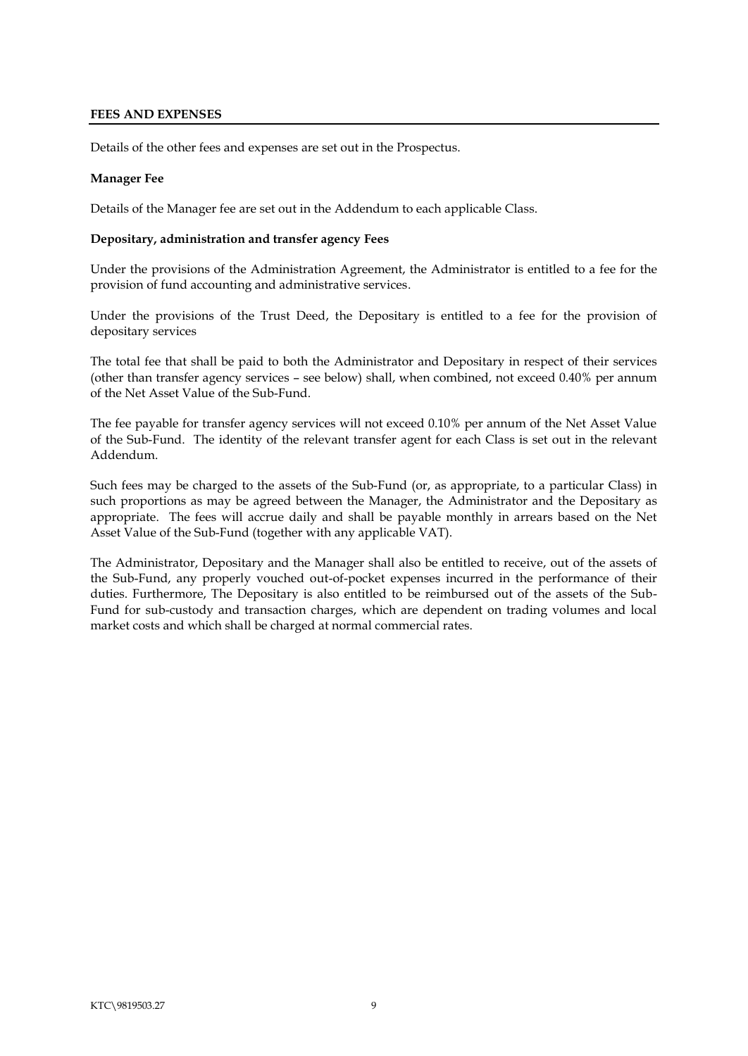## FEES AND EXPENSES

Details of the other fees and expenses are set out in the Prospectus.

**Manager Fee**

Details of the Manager fee are set out in the Addendum to each applicable Class.

**Depositary, administration and transfer agency Fees**

Under the provisions of the Administration Agreement, the Administrator is entitled to a fee for the provision of fund accounting and administrative services.

Under the provisions of the Trust Deed, the Depositary is entitled to a fee for the provision of depositary services

The total fee that shall be paid to both the Administrator and Depositary in respect of their services (other than transfer agency services – see below) shall, when combined, not exceed 0.40% per annum of the Net Asset Value of the Sub-Fund.

The fee payable for transfer agency services will not exceed 0.10% per annum of the Net Asset Value of the Sub-Fund. The identity of the relevant transfer agent for each Class is set out in the relevant Addendum.

Such fees may be charged to the assets of the Sub-Fund (or, as appropriate, to a particular Class) in such proportions as may be agreed between the Manager, the Administrator and the Depositary as appropriate. The fees will accrue daily and shall be payable monthly in arrears based on the Net Asset Value of the Sub-Fund (together with any applicable VAT).

The Administrator, Depositary and the Manager shall also be entitled to receive, out of the assets of the Sub-Fund, any properly vouched out-of-pocket expenses incurred in the performance of their duties. Furthermore, The Depositary is also entitled to be reimbursed out of the assets of the Sub-Fund for sub-custody and transaction charges, which are dependent on trading volumes and local market costs and which shall be charged at normal commercial rates.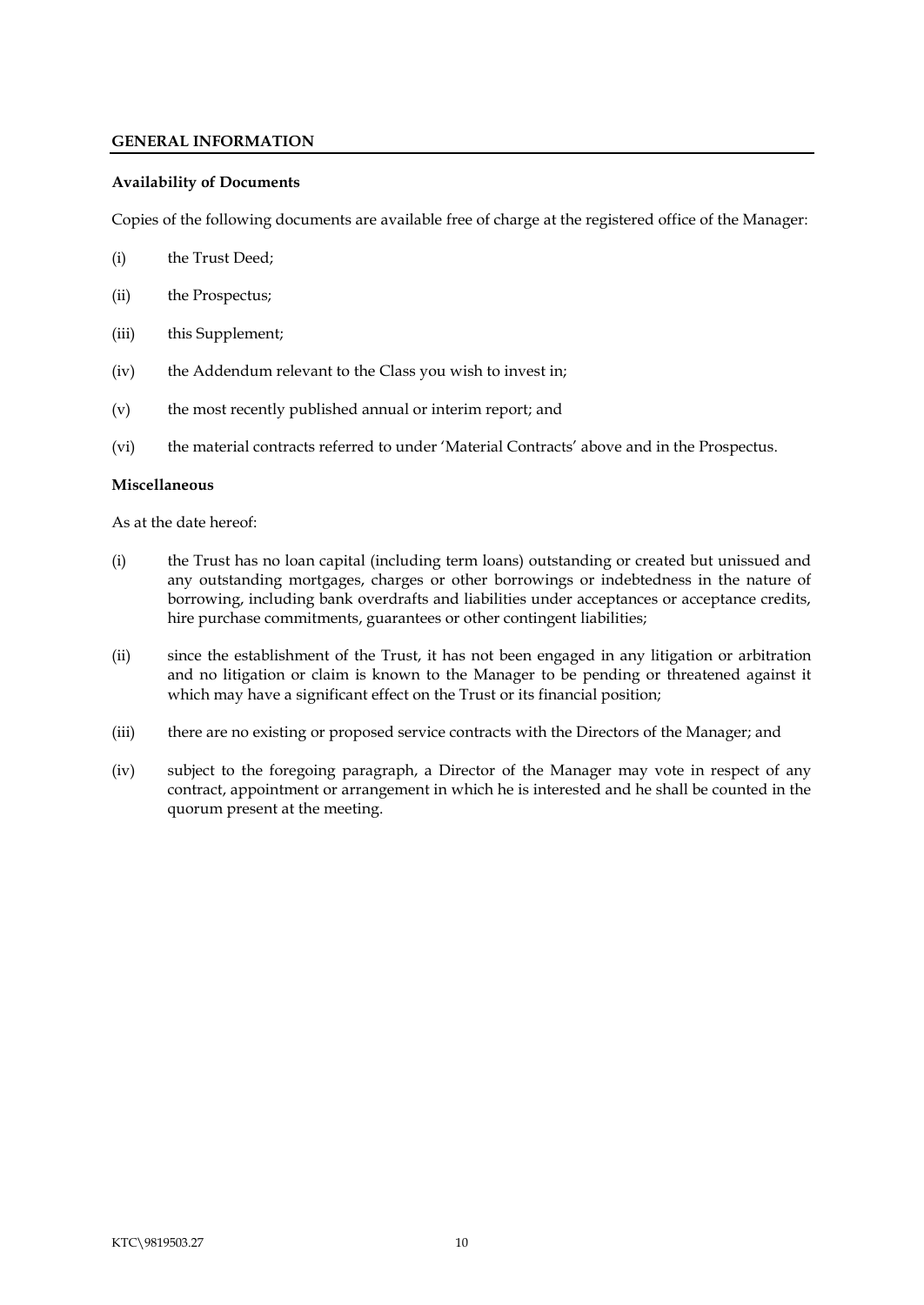## GENERAL INFORMATION

**Availability of Documents**

Copies of the following documents are available free of charge at the registered office of the Manager:

(i) the Trust Deed;

(ii) the Prospectus;

(iii) this Supplement;

(iv) the Addendum relevant to the Class you wish to invest in;

(v) the most recently published annual or interim report; and

(vi) the material contracts referred to under 'Material Contracts' above and in the Prospectus.

**Miscellaneous**

As at the date hereof:

(i) the Trust has no loan capital (including term loans) outstanding or created but unissued and any outstanding mortgages, charges or other borrowings or indebtedness in the nature of borrowing, including bank overdrafts and liabilities under acceptances or acceptance credits, hire purchase commitments, guarantees or other contingent liabilities;

(ii) since the establishment of the Trust, it has not been engaged in any litigation or arbitration and no litigation or claim is known to the Manager to be pending or threatened against it which may have a significant effect on the Trust or its financial position;

(iii) there are no existing or proposed service contracts with the Directors of the Manager; and

(iv) subject to the foregoing paragraph, a Director of the Manager may vote in respect of any contract, appointment or arrangement in which he is interested and he shall be counted in the quorum present at the meeting.